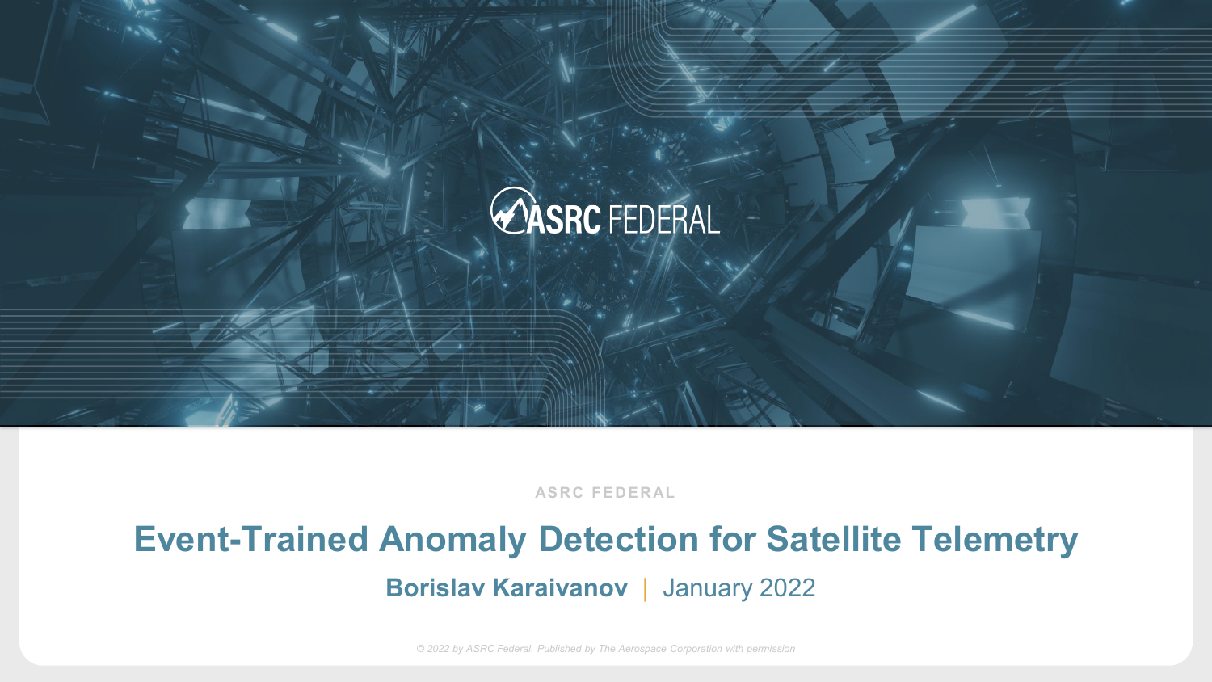ASRC FEDERAL

ASRC FEDERAL

# Event-Trained Anomaly Detection for Satellite Telemetry

**Borislav Karaivanov** | January 2022

*© 2022 by ASRC Federal. Published by The Aerospace Corporation with permission*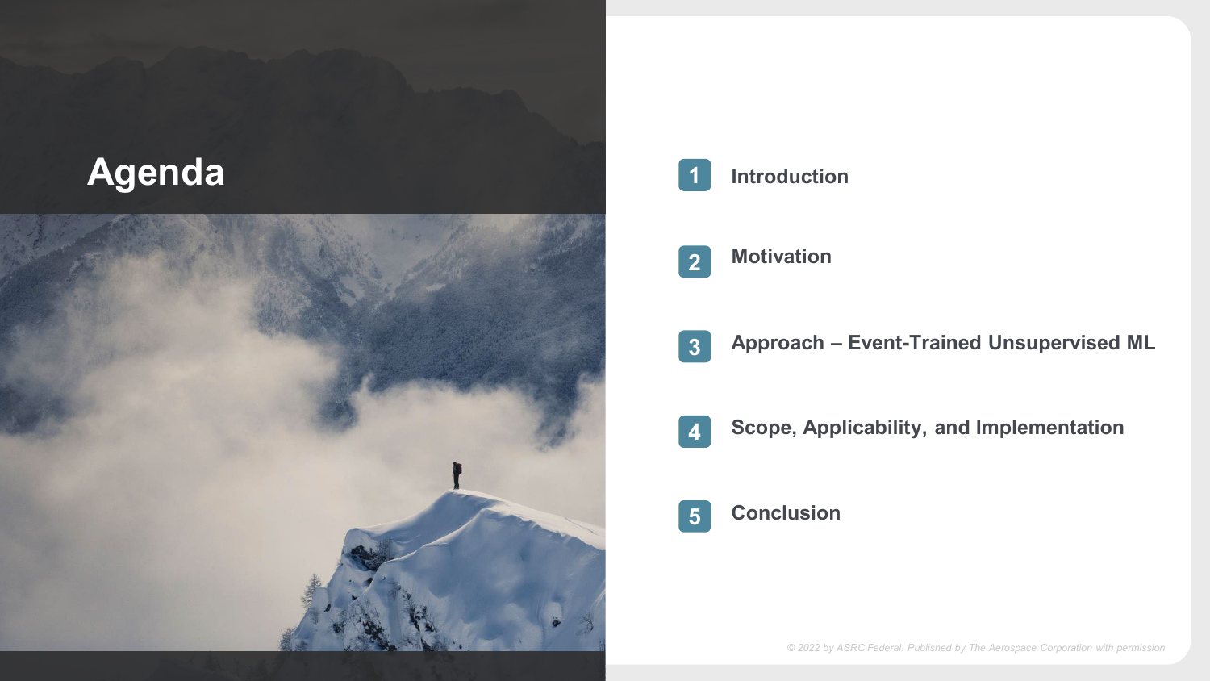# Agenda

1. Introduction
2. Motivation
3. Approach – Event-Trained Unsupervised ML
4. Scope, Applicability, and Implementation
5. Conclusion

*© 2022 by ASRC Federal. Published by The Aerospace Corporation with permission*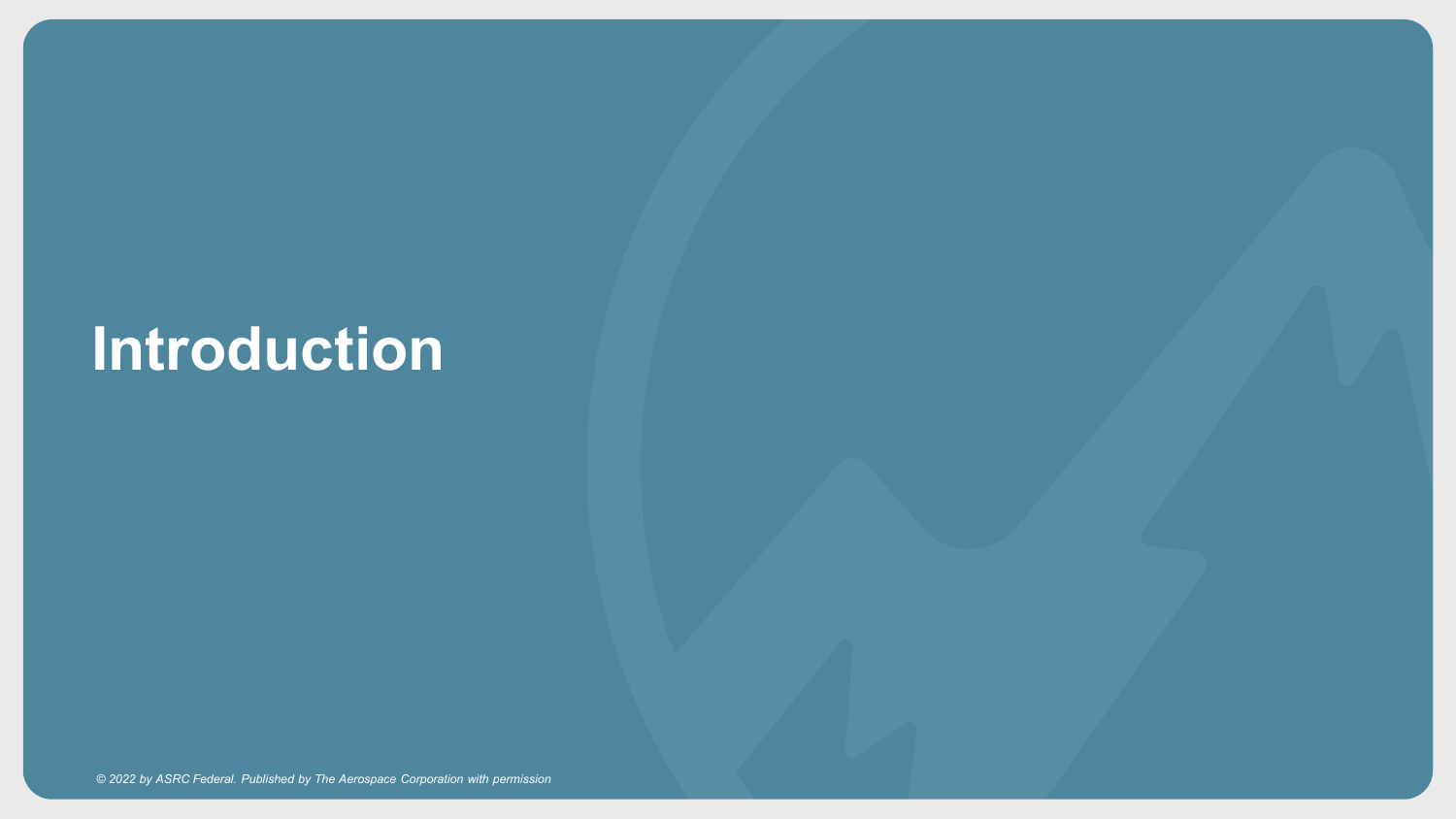# Introduction

*© 2022 by ASRC Federal. Published by The Aerospace Corporation with permission*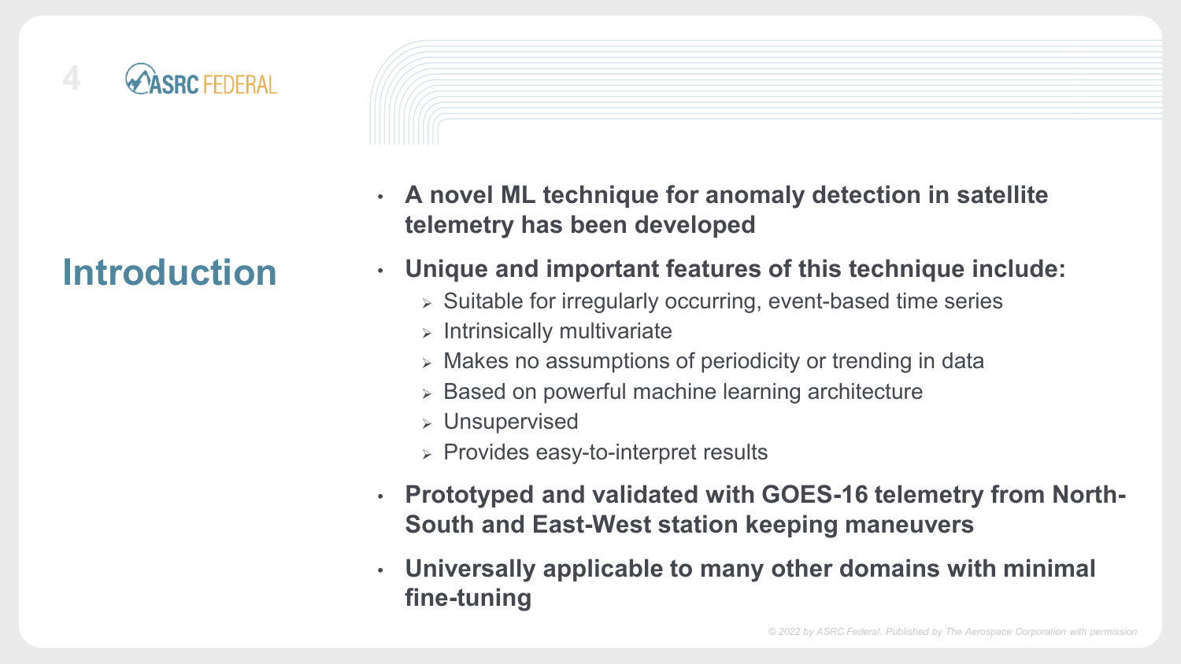## Introduction

- **A novel ML technique for anomaly detection in satellite telemetry has been developed**
- **Unique and important features of this technique include:**
  - Suitable for irregularly occurring, event-based time series
  - Intrinsically multivariate
  - Makes no assumptions of periodicity or trending in data
  - Based on powerful machine learning architecture
  - Unsupervised
  - Provides easy-to-interpret results
- **Prototyped and validated with GOES-16 telemetry from North-South and East-West station keeping maneuvers**
- **Universally applicable to many other domains with minimal fine-tuning**

*© 2022 by ASRC Federal. Published by The Aerospace Corporation with permission*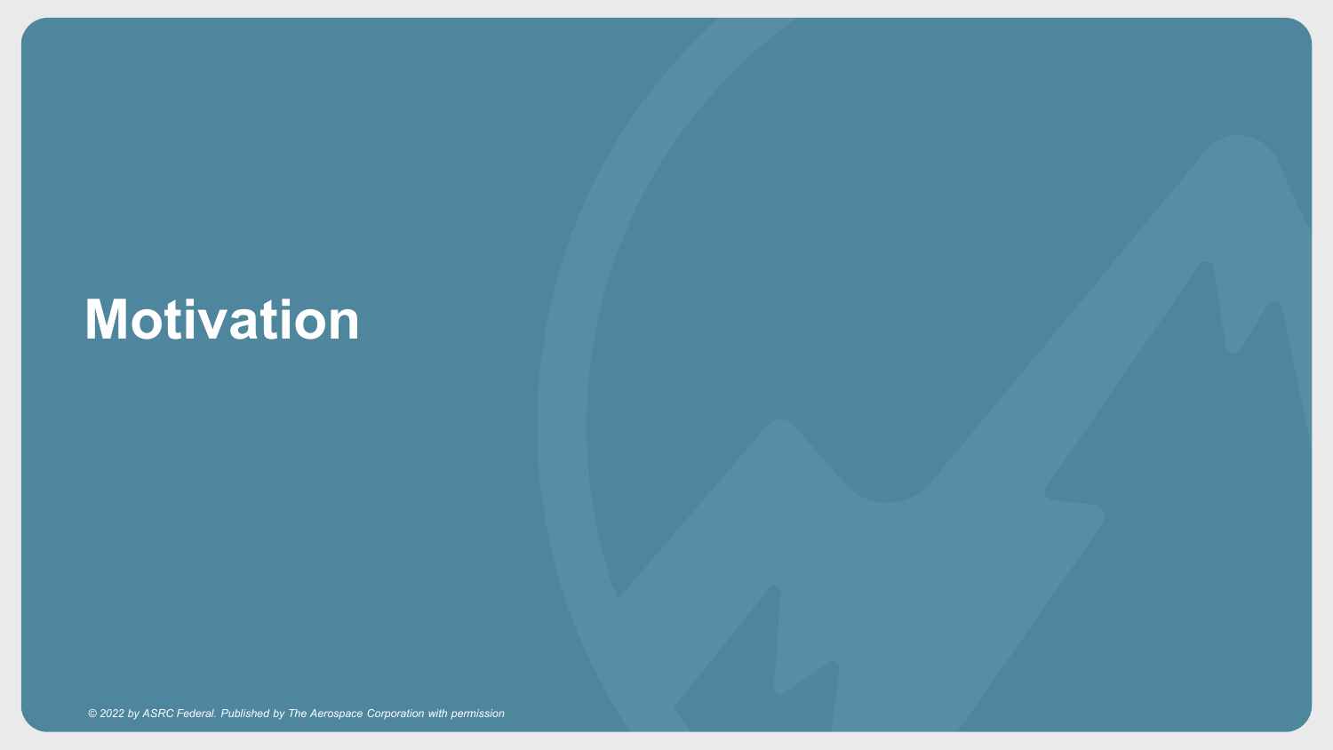# Motivation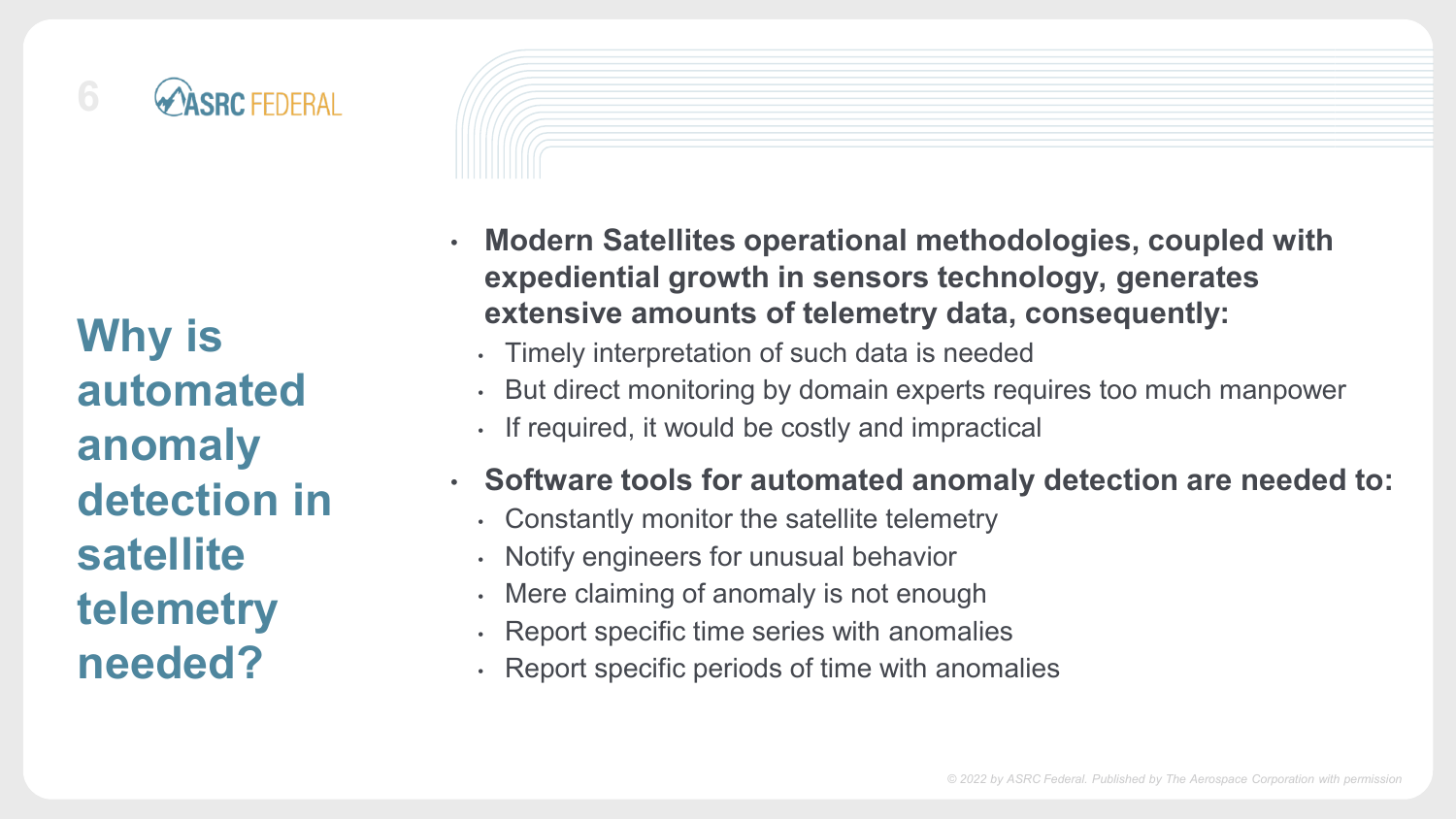# Why is automated anomaly detection in satellite telemetry needed?

- **Modern Satellites operational methodologies, coupled with expediential growth in sensors technology, generates extensive amounts of telemetry data, consequently:**
  - Timely interpretation of such data is needed
  - But direct monitoring by domain experts requires too much manpower
  - If required, it would be costly and impractical
- **Software tools for automated anomaly detection are needed to:**
  - Constantly monitor the satellite telemetry
  - Notify engineers for unusual behavior
  - Mere claiming of anomaly is not enough
  - Report specific time series with anomalies
  - Report specific periods of time with anomalies

*© 2022 by ASRC Federal. Published by The Aerospace Corporation with permission*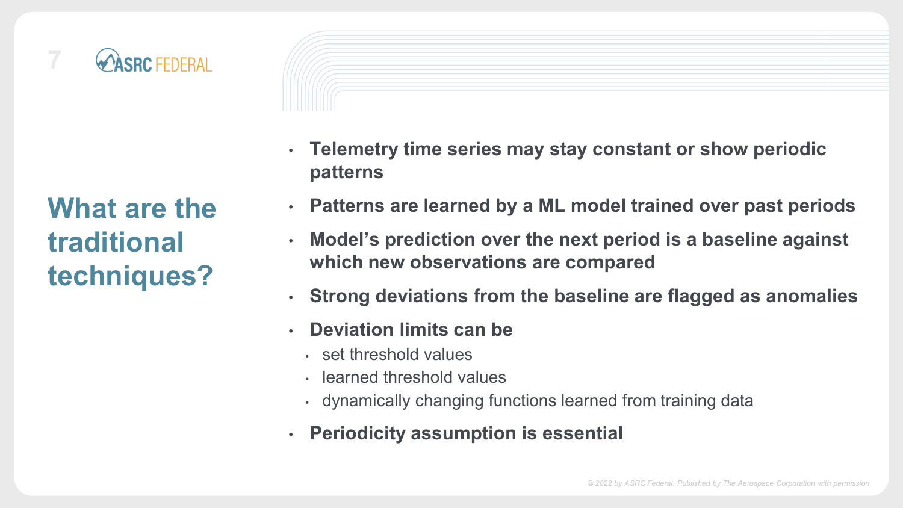## What are the traditional techniques?

- **Telemetry time series may stay constant or show periodic patterns**
- **Patterns are learned by a ML model trained over past periods**
- **Model's prediction over the next period is a baseline against which new observations are compared**
- **Strong deviations from the baseline are flagged as anomalies**
- **Deviation limits can be**
  - set threshold values
  - learned threshold values
  - dynamically changing functions learned from training data
- **Periodicity assumption is essential**

*© 2022 by ASRC Federal. Published by The Aerospace Corporation with permission*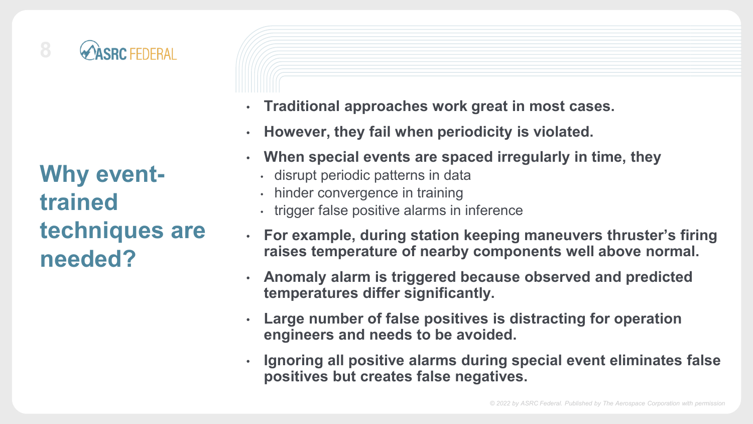# Why event-trained techniques are needed?

- **Traditional approaches work great in most cases.**
- **However, they fail when periodicity is violated.**
- **When special events are spaced irregularly in time, they**
  - disrupt periodic patterns in data
  - hinder convergence in training
  - trigger false positive alarms in inference
- **For example, during station keeping maneuvers thruster's firing raises temperature of nearby components well above normal.**
- **Anomaly alarm is triggered because observed and predicted temperatures differ significantly.**
- **Large number of false positives is distracting for operation engineers and needs to be avoided.**
- **Ignoring all positive alarms during special event eliminates false positives but creates false negatives.**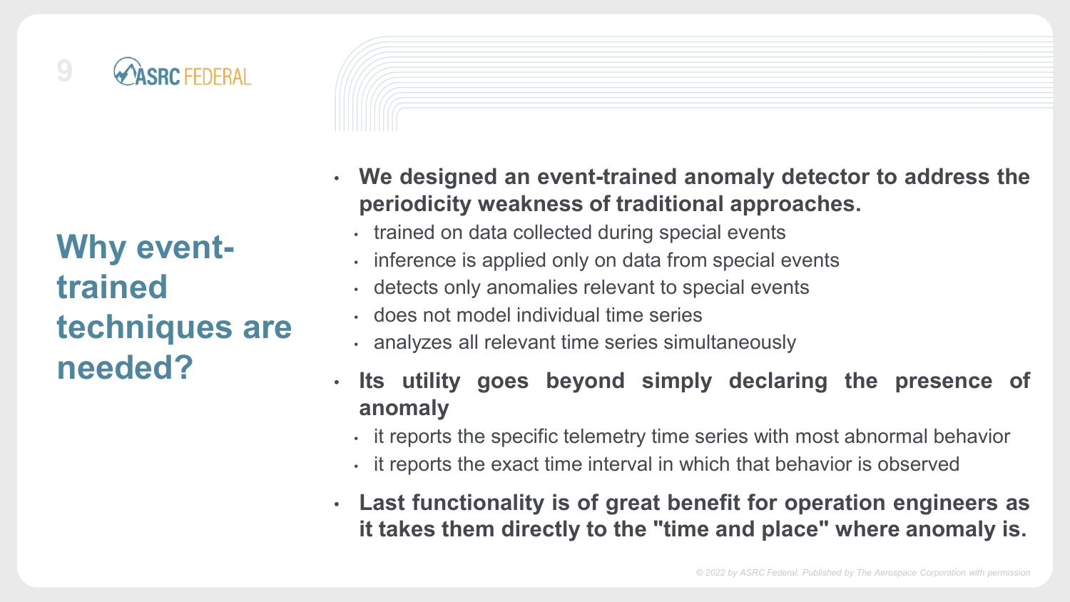## Why event-trained techniques are needed?

- **We designed an event-trained anomaly detector to address the periodicity weakness of traditional approaches.**
  - trained on data collected during special events
  - inference is applied only on data from special events
  - detects only anomalies relevant to special events
  - does not model individual time series
  - analyzes all relevant time series simultaneously
- **Its utility goes beyond simply declaring the presence of anomaly**
  - it reports the specific telemetry time series with most abnormal behavior
  - it reports the exact time interval in which that behavior is observed
- **Last functionality is of great benefit for operation engineers as it takes them directly to the "time and place" where anomaly is.**

*© 2022 by ASRC Federal. Published by The Aerospace Corporation with permission*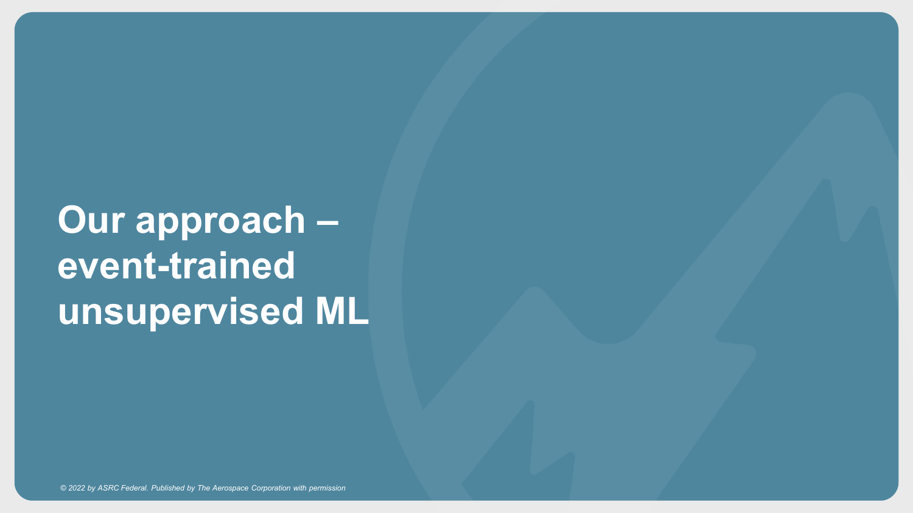# Our approach – event-trained unsupervised ML

*© 2022 by ASRC Federal. Published by The Aerospace Corporation with permission*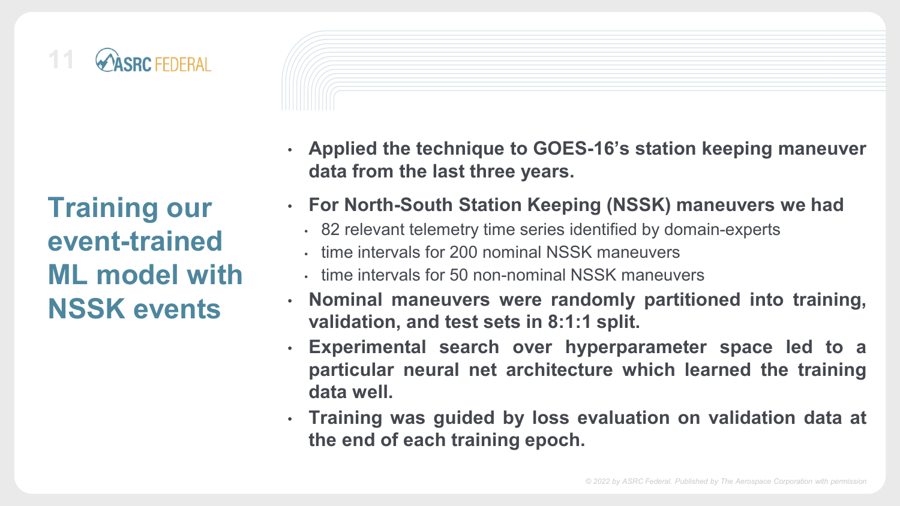# Training our event-trained ML model with NSSK events

- **Applied the technique to GOES-16's station keeping maneuver data from the last three years.**
- **For North-South Station Keeping (NSSK) maneuvers we had**
  - 82 relevant telemetry time series identified by domain-experts
  - time intervals for 200 nominal NSSK maneuvers
  - time intervals for 50 non-nominal NSSK maneuvers
- **Nominal maneuvers were randomly partitioned into training, validation, and test sets in 8:1:1 split.**
- **Experimental search over hyperparameter space led to a particular neural net architecture which learned the training data well.**
- **Training was guided by loss evaluation on validation data at the end of each training epoch.**

*© 2022 by ASRC Federal. Published by The Aerospace Corporation with permission*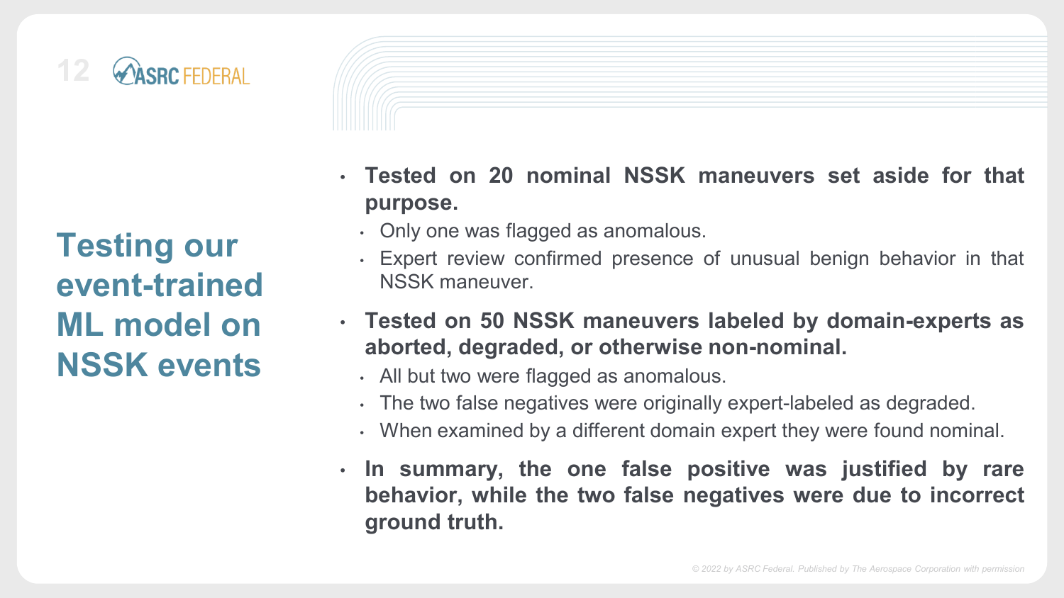# Testing our event-trained ML model on NSSK events

- **Tested on 20 nominal NSSK maneuvers set aside for that purpose.**
  - Only one was flagged as anomalous.
  - Expert review confirmed presence of unusual benign behavior in that NSSK maneuver.
- **Tested on 50 NSSK maneuvers labeled by domain-experts as aborted, degraded, or otherwise non-nominal.**
  - All but two were flagged as anomalous.
  - The two false negatives were originally expert-labeled as degraded.
  - When examined by a different domain expert they were found nominal.
- **In summary, the one false positive was justified by rare behavior, while the two false negatives were due to incorrect ground truth.**

*© 2022 by ASRC Federal. Published by The Aerospace Corporation with permission*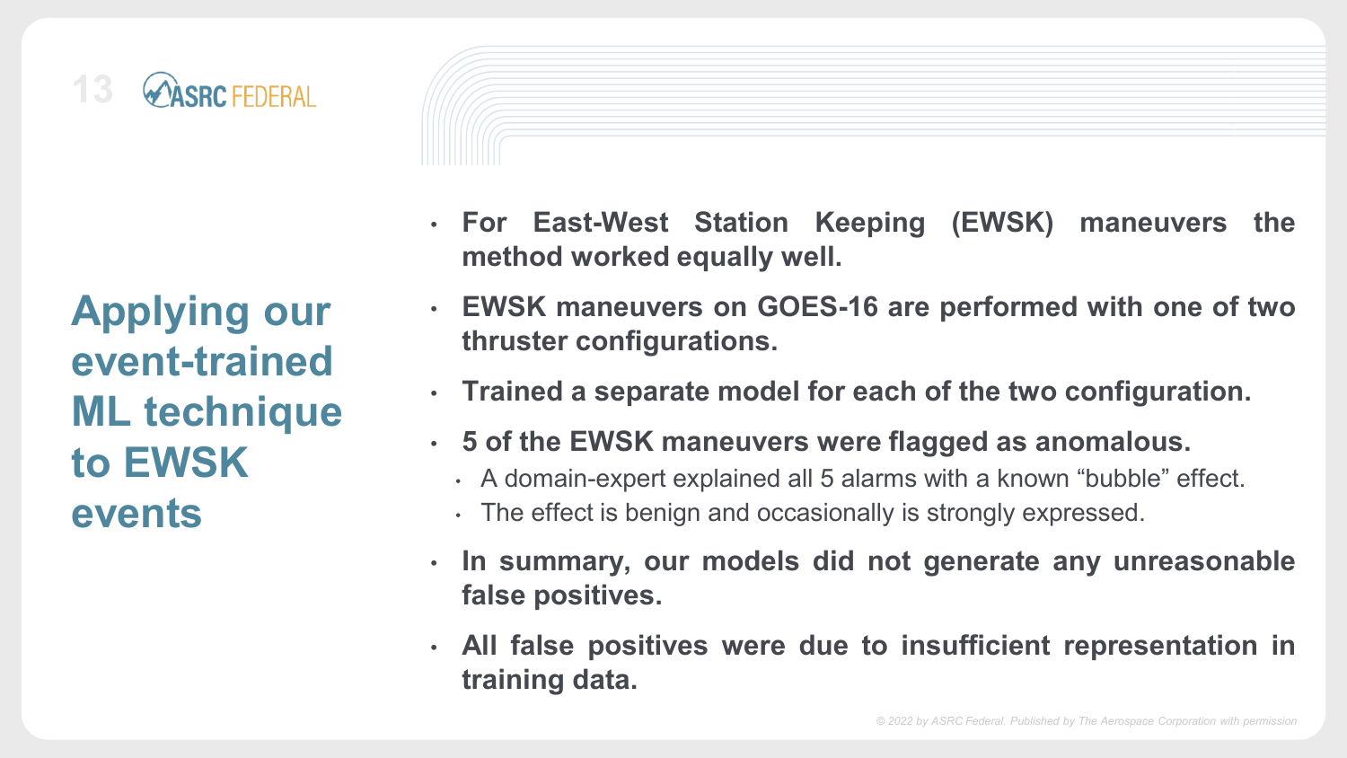## Applying our event-trained ML technique to EWSK events

- **For East-West Station Keeping (EWSK) maneuvers the method worked equally well.**
- **EWSK maneuvers on GOES-16 are performed with one of two thruster configurations.**
- **Trained a separate model for each of the two configuration.**
- **5 of the EWSK maneuvers were flagged as anomalous.**
  - A domain-expert explained all 5 alarms with a known "bubble" effect.
  - The effect is benign and occasionally is strongly expressed.
- **In summary, our models did not generate any unreasonable false positives.**
- **All false positives were due to insufficient representation in training data.**

© 2022 by ASRC Federal. Published by The Aerospace Corporation with permission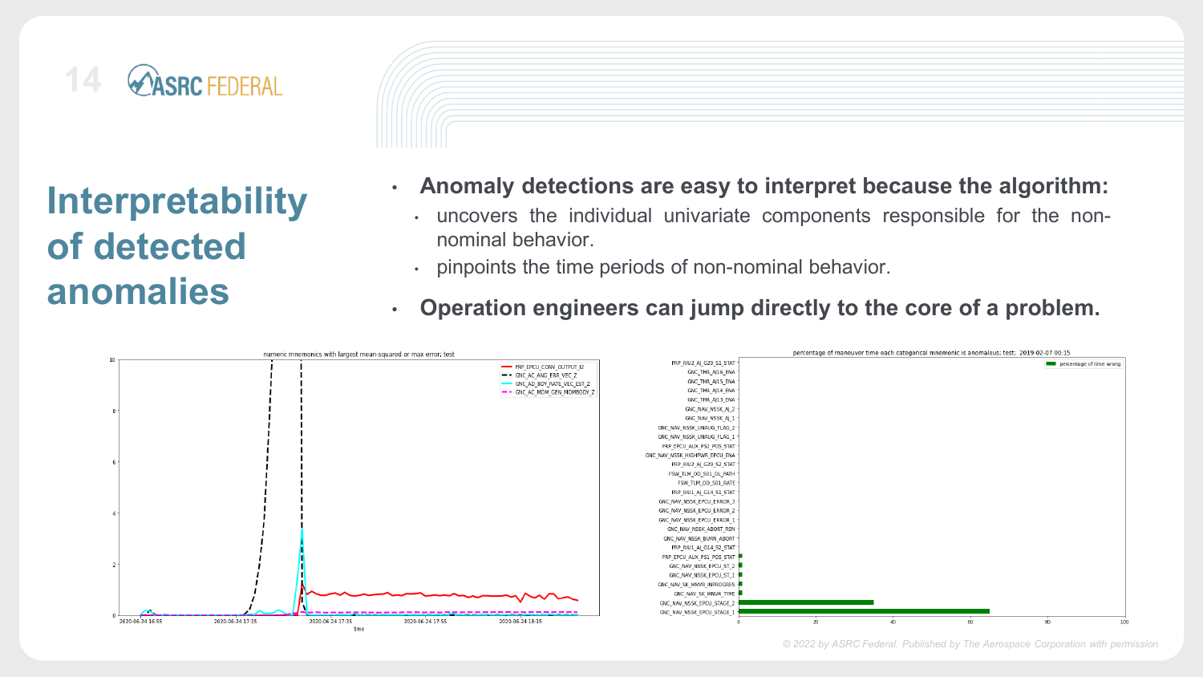# Interpretability of detected anomalies

- **Anomaly detections are easy to interpret because the algorithm:**
  - uncovers the individual univariate components responsible for the non-nominal behavior.
  - pinpoints the time periods of non-nominal behavior.
- **Operation engineers can jump directly to the core of a problem.**

© 2022 by ASRC Federal. Published by The Aerospace Corporation with permission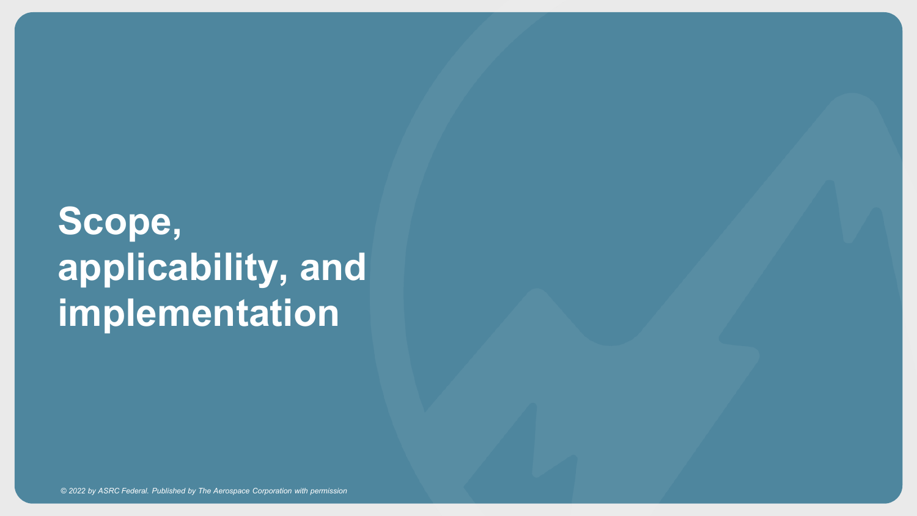# Scope, applicability, and implementation

*© 2022 by ASRC Federal. Published by The Aerospace Corporation with permission*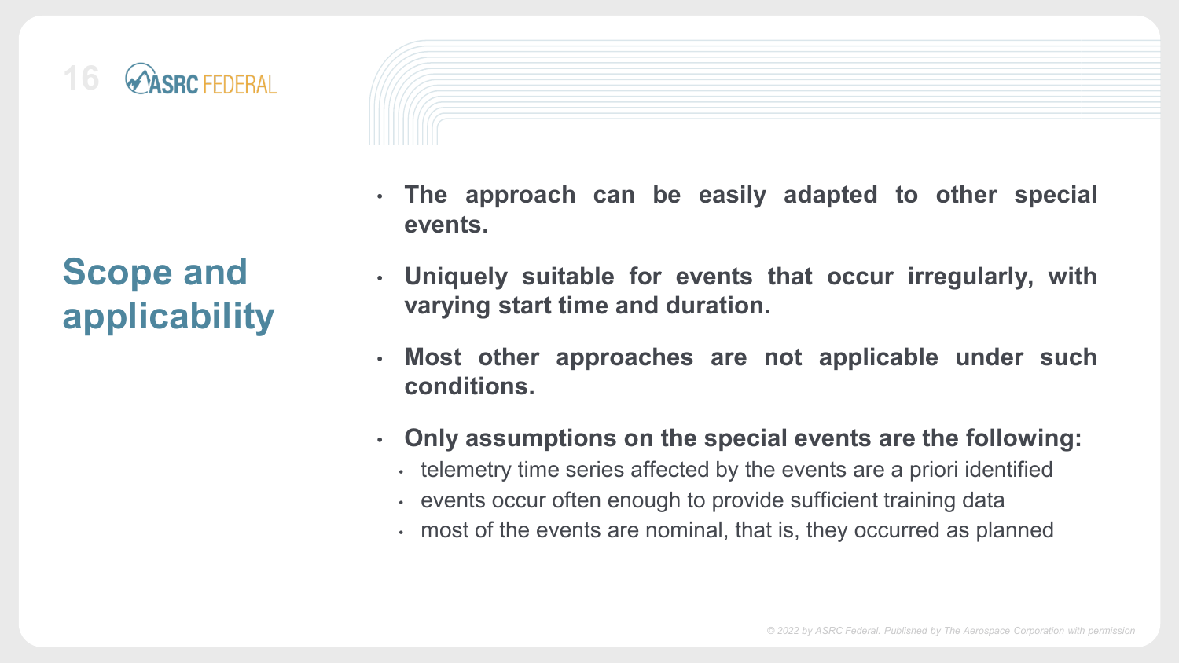# Scope and applicability

- **The approach can be easily adapted to other special events.**
- **Uniquely suitable for events that occur irregularly, with varying start time and duration.**
- **Most other approaches are not applicable under such conditions.**
- **Only assumptions on the special events are the following:**
  - telemetry time series affected by the events are a priori identified
  - events occur often enough to provide sufficient training data
  - most of the events are nominal, that is, they occurred as planned

*© 2022 by ASRC Federal. Published by The Aerospace Corporation with permission*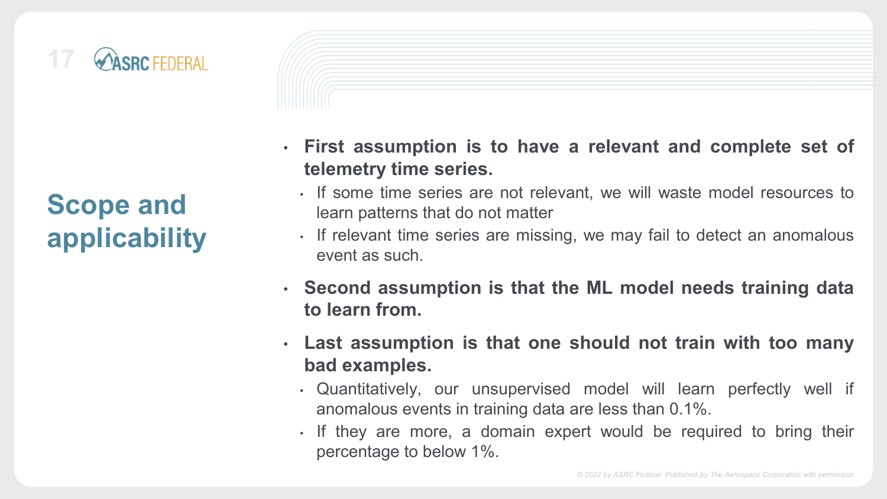# Scope and applicability

- **First assumption is to have a relevant and complete set of telemetry time series.**
  - If some time series are not relevant, we will waste model resources to learn patterns that do not matter
  - If relevant time series are missing, we may fail to detect an anomalous event as such.
- **Second assumption is that the ML model needs training data to learn from.**
- **Last assumption is that one should not train with too many bad examples.**
  - Quantitatively, our unsupervised model will learn perfectly well if anomalous events in training data are less than 0.1%.
  - If they are more, a domain expert would be required to bring their percentage to below 1%.

*© 2022 by ASRC Federal. Published by The Aerospace Corporation with permission*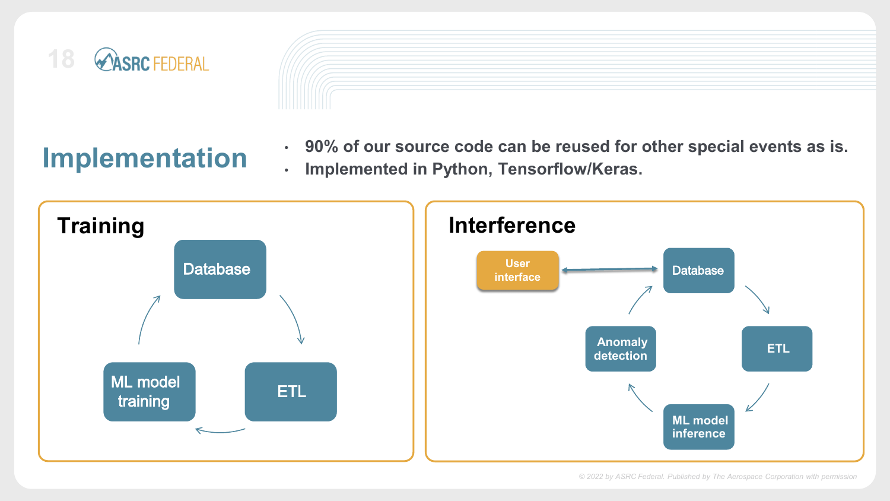# Implementation

- 90% of our source code can be reused for other special events as is.
- Implemented in Python, Tensorflow/Keras.

## Training

Database → ETL → ML model training → Database

## Interference

User interface ↔ Database

Database → ETL → ML model inference → Anomaly detection → Database

© 2022 by ASRC Federal. Published by The Aerospace Corporation with permission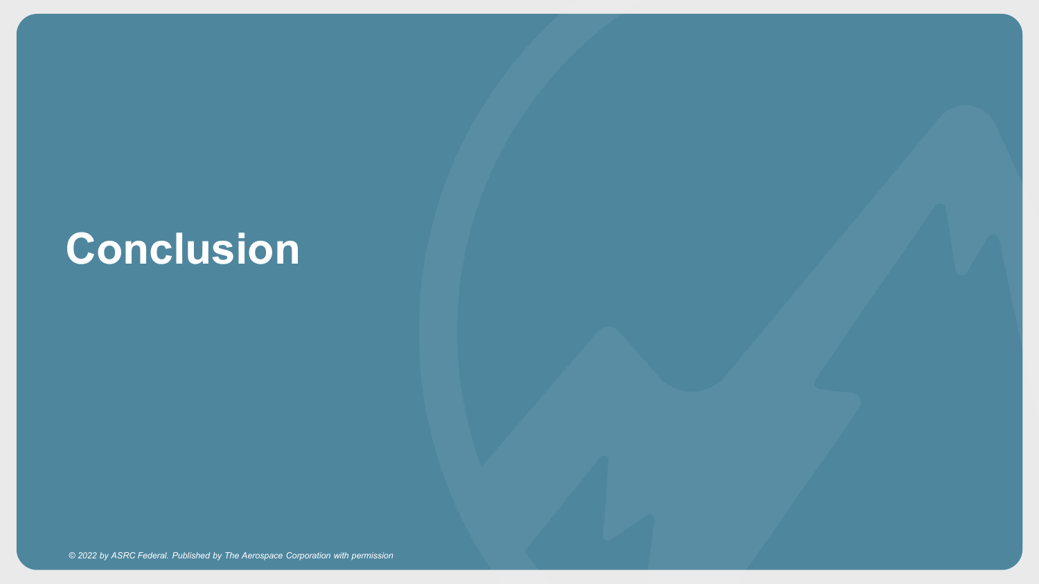# Conclusion

*© 2022 by ASRC Federal. Published by The Aerospace Corporation with permission*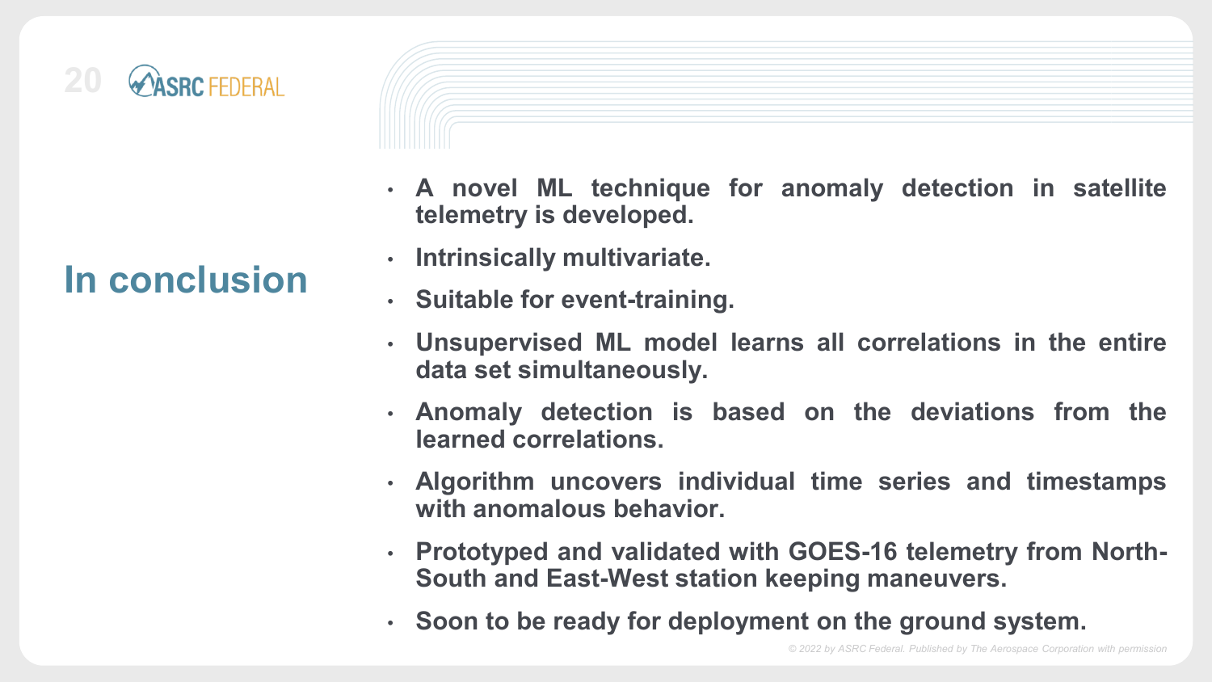# In conclusion

- **A novel ML technique for anomaly detection in satellite telemetry is developed.**
- **Intrinsically multivariate.**
- **Suitable for event-training.**
- **Unsupervised ML model learns all correlations in the entire data set simultaneously.**
- **Anomaly detection is based on the deviations from the learned correlations.**
- **Algorithm uncovers individual time series and timestamps with anomalous behavior.**
- **Prototyped and validated with GOES-16 telemetry from North-South and East-West station keeping maneuvers.**
- **Soon to be ready for deployment on the ground system.**

*© 2022 by ASRC Federal. Published by The Aerospace Corporation with permission*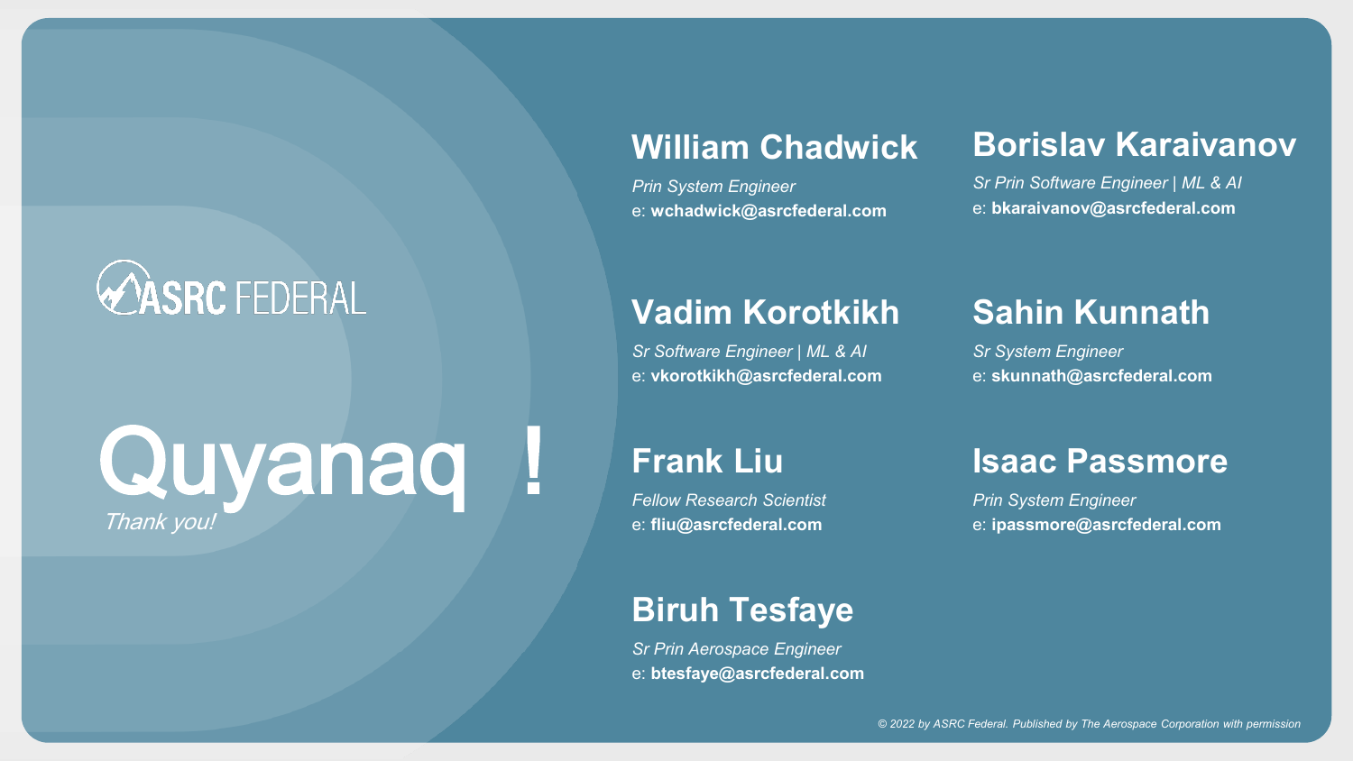ASRC FEDERAL

# Quyanaq !

*Thank you!*

## William Chadwick

*Prin System Engineer*
e: **wchadwick@asrcfederal.com**

## Borislav Karaivanov

*Sr Prin Software Engineer | ML & AI*
e: **bkaraivanov@asrcfederal.com**

## Vadim Korotkikh

*Sr Software Engineer | ML & AI*
e: **vkorotkikh@asrcfederal.com**

## Sahin Kunnath

*Sr System Engineer*
e: **skunnath@asrcfederal.com**

## Frank Liu

*Fellow Research Scientist*
e: **fliu@asrcfederal.com**

## Isaac Passmore

*Prin System Engineer*
e: **ipassmore@asrcfederal.com**

## Biruh Tesfaye

*Sr Prin Aerospace Engineer*
e: **btesfaye@asrcfederal.com**

*© 2022 by ASRC Federal. Published by The Aerospace Corporation with permission*